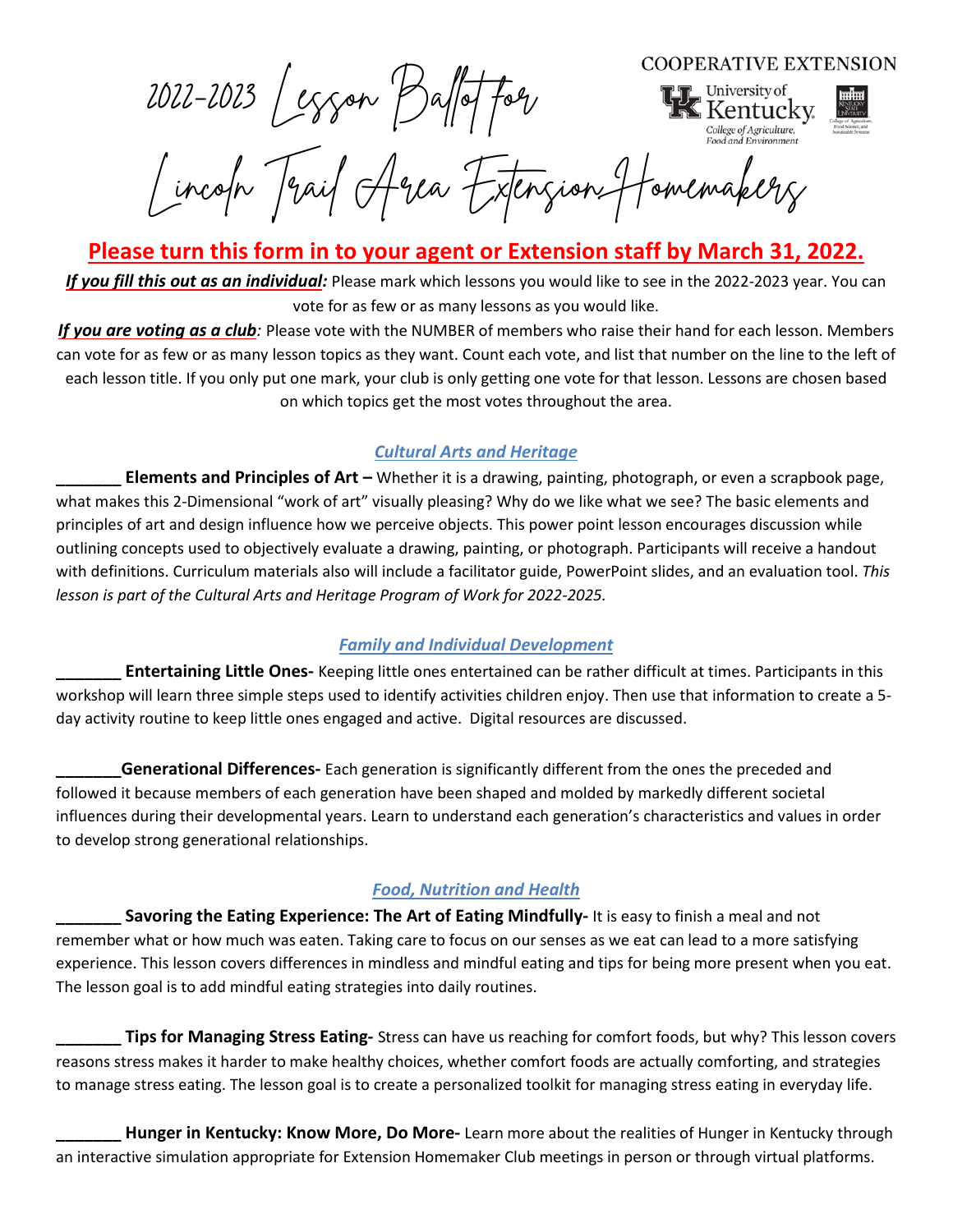# 2022-2023 Lesson Ballot for Lincoln Trail Area Extension Homemakers

COOPERATIVE EXTENSION

University of Kentucky College of Agriculture, Food and Environment

**Please turn this form in to your agent or Extension staff by March 31, 2022.**

***If you fill this out as an individual:*** Please mark which lessons you would like to see in the 2022-2023 year. You can vote for as few or as many lessons as you would like.

***If you are voting as a club****:* Please vote with the NUMBER of members who raise their hand for each lesson. Members can vote for as few or as many lesson topics as they want. Count each vote, and list that number on the line to the left of each lesson title. If you only put one mark, your club is only getting one vote for that lesson. Lessons are chosen based on which topics get the most votes throughout the area.

## *Cultural Arts and Heritage*

_______ **Elements and Principles of Art –** Whether it is a drawing, painting, photograph, or even a scrapbook page, what makes this 2-Dimensional "work of art" visually pleasing? Why do we like what we see? The basic elements and principles of art and design influence how we perceive objects. This power point lesson encourages discussion while outlining concepts used to objectively evaluate a drawing, painting, or photograph. Participants will receive a handout with definitions. Curriculum materials also will include a facilitator guide, PowerPoint slides, and an evaluation tool. *This lesson is part of the Cultural Arts and Heritage Program of Work for 2022-2025.*

## *Family and Individual Development*

_______ **Entertaining Little Ones-** Keeping little ones entertained can be rather difficult at times. Participants in this workshop will learn three simple steps used to identify activities children enjoy. Then use that information to create a 5-day activity routine to keep little ones engaged and active. Digital resources are discussed.

_______**Generational Differences-** Each generation is significantly different from the ones the preceded and followed it because members of each generation have been shaped and molded by markedly different societal influences during their developmental years. Learn to understand each generation's characteristics and values in order to develop strong generational relationships.

## *Food, Nutrition and Health*

_______ **Savoring the Eating Experience: The Art of Eating Mindfully-** It is easy to finish a meal and not remember what or how much was eaten. Taking care to focus on our senses as we eat can lead to a more satisfying experience. This lesson covers differences in mindless and mindful eating and tips for being more present when you eat. The lesson goal is to add mindful eating strategies into daily routines.

_______ **Tips for Managing Stress Eating-** Stress can have us reaching for comfort foods, but why? This lesson covers reasons stress makes it harder to make healthy choices, whether comfort foods are actually comforting, and strategies to manage stress eating. The lesson goal is to create a personalized toolkit for managing stress eating in everyday life.

_______ **Hunger in Kentucky: Know More, Do More-** Learn more about the realities of Hunger in Kentucky through an interactive simulation appropriate for Extension Homemaker Club meetings in person or through virtual platforms.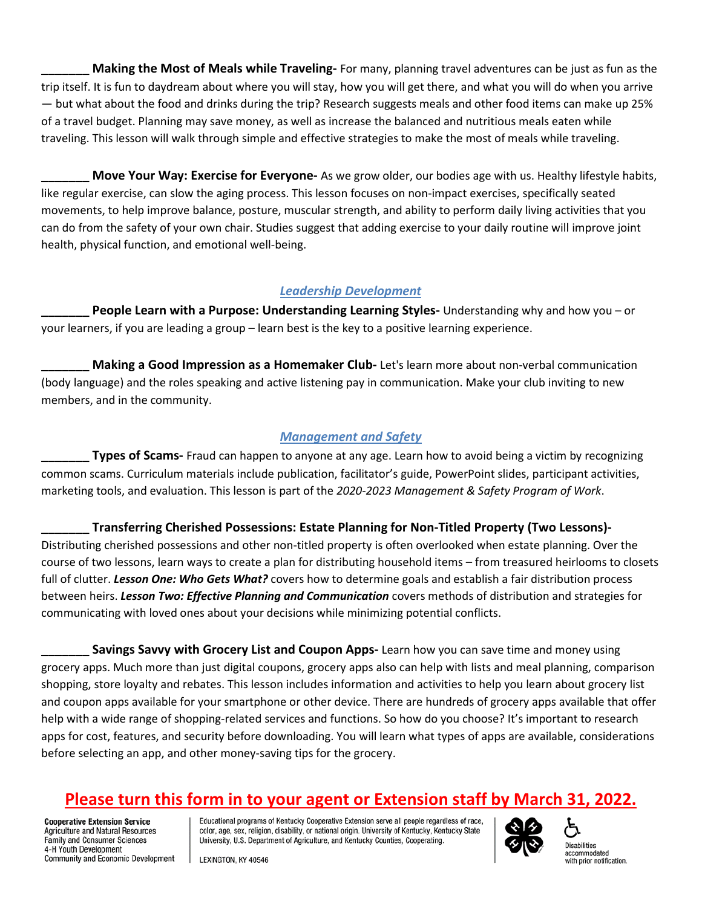_______ **Making the Most of Meals while Traveling-** For many, planning travel adventures can be just as fun as the trip itself. It is fun to daydream about where you will stay, how you will get there, and what you will do when you arrive — but what about the food and drinks during the trip? Research suggests meals and other food items can make up 25% of a travel budget. Planning may save money, as well as increase the balanced and nutritious meals eaten while traveling. This lesson will walk through simple and effective strategies to make the most of meals while traveling.

_______ **Move Your Way: Exercise for Everyone-** As we grow older, our bodies age with us. Healthy lifestyle habits, like regular exercise, can slow the aging process. This lesson focuses on non-impact exercises, specifically seated movements, to help improve balance, posture, muscular strength, and ability to perform daily living activities that you can do from the safety of your own chair. Studies suggest that adding exercise to your daily routine will improve joint health, physical function, and emotional well-being.

## *Leadership Development*

_______ **People Learn with a Purpose: Understanding Learning Styles-** Understanding why and how you – or your learners, if you are leading a group – learn best is the key to a positive learning experience.

_______ **Making a Good Impression as a Homemaker Club-** Let's learn more about non-verbal communication (body language) and the roles speaking and active listening pay in communication. Make your club inviting to new members, and in the community.

## *Management and Safety*

_______ **Types of Scams-** Fraud can happen to anyone at any age. Learn how to avoid being a victim by recognizing common scams. Curriculum materials include publication, facilitator's guide, PowerPoint slides, participant activities, marketing tools, and evaluation. This lesson is part of the *2020-2023 Management & Safety Program of Work*.

_______ **Transferring Cherished Possessions: Estate Planning for Non-Titled Property (Two Lessons)-** Distributing cherished possessions and other non-titled property is often overlooked when estate planning. Over the course of two lessons, learn ways to create a plan for distributing household items – from treasured heirlooms to closets full of clutter. ***Lesson One: Who Gets What?*** covers how to determine goals and establish a fair distribution process between heirs. ***Lesson Two: Effective Planning and Communication*** covers methods of distribution and strategies for communicating with loved ones about your decisions while minimizing potential conflicts.

_______ **Savings Savvy with Grocery List and Coupon Apps-** Learn how you can save time and money using grocery apps. Much more than just digital coupons, grocery apps also can help with lists and meal planning, comparison shopping, store loyalty and rebates. This lesson includes information and activities to help you learn about grocery list and coupon apps available for your smartphone or other device. There are hundreds of grocery apps available that offer help with a wide range of shopping-related services and functions. So how do you choose? It's important to research apps for cost, features, and security before downloading. You will learn what types of apps are available, considerations before selecting an app, and other money-saving tips for the grocery.

**Please turn this form in to your agent or Extension staff by March 31, 2022.**

**Cooperative Extension Service**
Agriculture and Natural Resources
Family and Consumer Sciences
4-H Youth Development
Community and Economic Development

Educational programs of Kentucky Cooperative Extension serve all people regardless of race, color, age, sex, religion, disability, or national origin. University of Kentucky, Kentucky State University, U.S. Department of Agriculture, and Kentucky Counties, Cooperating.

LEXINGTON, KY 40546

Disabilities accommodated with prior notification.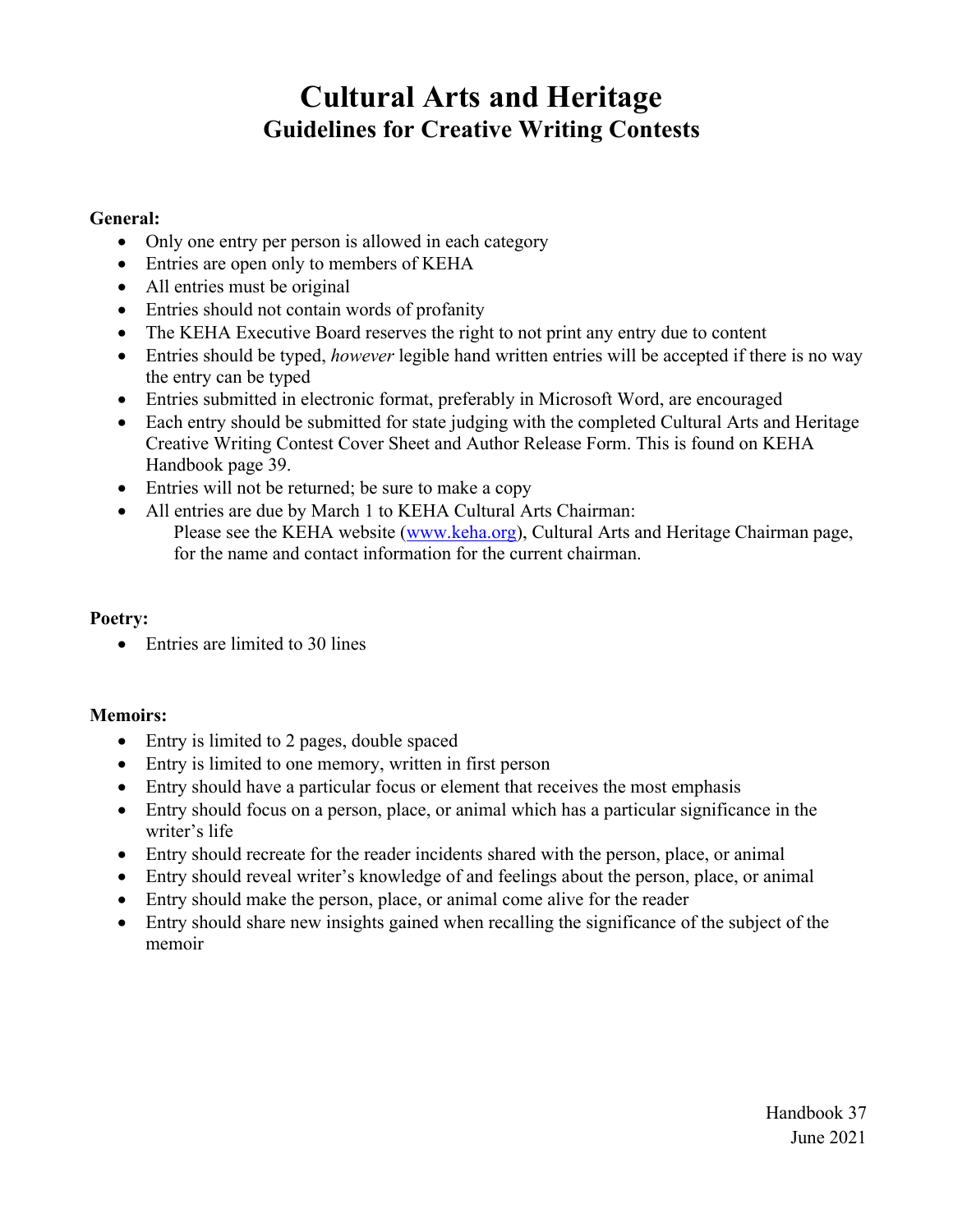# Cultural Arts and Heritage

## Guidelines for Creative Writing Contests

**General:**

- Only one entry per person is allowed in each category
- Entries are open only to members of KEHA
- All entries must be original
- Entries should not contain words of profanity
- The KEHA Executive Board reserves the right to not print any entry due to content
- Entries should be typed, *however* legible hand written entries will be accepted if there is no way the entry can be typed
- Entries submitted in electronic format, preferably in Microsoft Word, are encouraged
- Each entry should be submitted for state judging with the completed Cultural Arts and Heritage Creative Writing Contest Cover Sheet and Author Release Form. This is found on KEHA Handbook page 39.
- Entries will not be returned; be sure to make a copy
- All entries are due by March 1 to KEHA Cultural Arts Chairman:
  Please see the KEHA website ([www.keha.org](http://www.keha.org)), Cultural Arts and Heritage Chairman page, for the name and contact information for the current chairman.

**Poetry:**

- Entries are limited to 30 lines

**Memoirs:**

- Entry is limited to 2 pages, double spaced
- Entry is limited to one memory, written in first person
- Entry should have a particular focus or element that receives the most emphasis
- Entry should focus on a person, place, or animal which has a particular significance in the writer's life
- Entry should recreate for the reader incidents shared with the person, place, or animal
- Entry should reveal writer's knowledge of and feelings about the person, place, or animal
- Entry should make the person, place, or animal come alive for the reader
- Entry should share new insights gained when recalling the significance of the subject of the memoir

Handbook 37
June 2021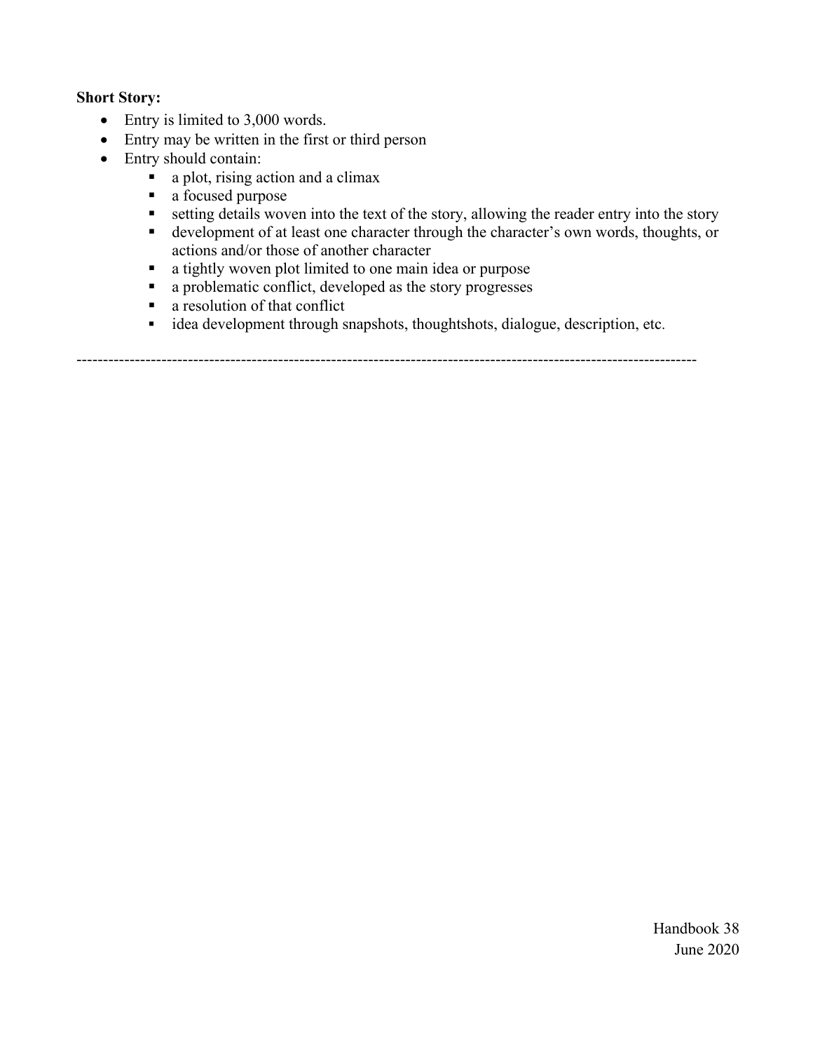**Short Story:**

- Entry is limited to 3,000 words.
- Entry may be written in the first or third person
- Entry should contain:
  - a plot, rising action and a climax
  - a focused purpose
  - setting details woven into the text of the story, allowing the reader entry into the story
  - development of at least one character through the character's own words, thoughts, or actions and/or those of another character
  - a tightly woven plot limited to one main idea or purpose
  - a problematic conflict, developed as the story progresses
  - a resolution of that conflict
  - idea development through snapshots, thoughtshots, dialogue, description, etc.

---

Handbook 38
June 2020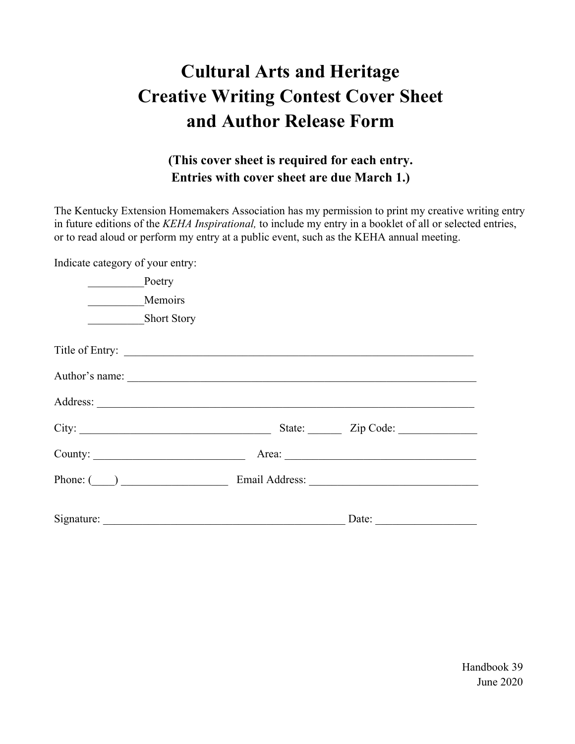# Cultural Arts and Heritage Creative Writing Contest Cover Sheet and Author Release Form

**(This cover sheet is required for each entry. Entries with cover sheet are due March 1.)**

The Kentucky Extension Homemakers Association has my permission to print my creative writing entry in future editions of the *KEHA Inspirational,* to include my entry in a booklet of all or selected entries, or to read aloud or perform my entry at a public event, such as the KEHA annual meeting.

Indicate category of your entry:

__________Poetry

__________Memoirs

__________Short Story

Title of Entry: ___________________________________________________________________

Author's name: ___________________________________________________________________

Address: _______________________________________________________________________

City: ___________________________________ State: ______ Zip Code: ______________

County: ___________________________ Area: ___________________________________

Phone: (____) ___________________ Email Address: ______________________________

Signature: ____________________________________________ Date: __________________

Handbook 39
June 2020